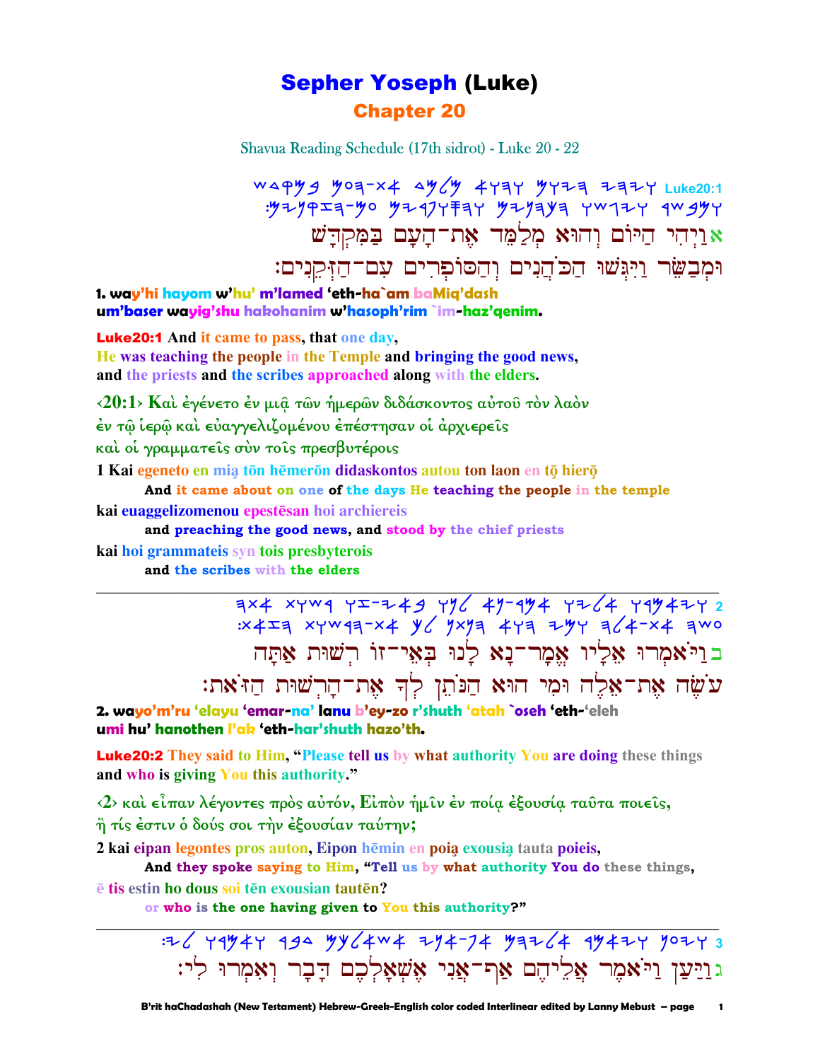# Sepher Yoseph (Luke)

## Chapter 20

Shavua Reading Schedule (17th sidrot) - Luke 20 - 22

Luke20:1

אוַיְהִי הַיּוֹם וְהוּא מְלַמֵּד אֶת־הָעָם בַּמִּקְדָּשׁ וּמְבַשֵּׂר וַיִּגְּשׁוּ הַכֹּהֲנִים וְהַסּוֹפְרִים עִם־הַזְּקֵנִים׃

**1. way'hi hayom w'hu' m'lamed 'eth-ha`am baMiq'dash um'baser wayig'shu hakohanim w'hasoph'rim `im-haz'qenim.**

**Luke20:1** And it came to pass, that one day, He was teaching the people in the Temple and bringing the good news, and the priests and the scribes approached along with the elders.

‹20:1› Καὶ ἐγένετο ἐν μιᾷ τῶν ἡμερῶν διδάσκοντος αὐτοῦ τὸν λαὸν ἐν τῷ ἱερῷ καὶ εὐαγγελιζομένου ἐπέστησαν οἱ ἀρχιερεῖς καὶ οἱ γραμματεῖς σὺν τοῖς πρεσβυτέροις

1 Kai egeneto en mią tōn hēmerōn didaskontos autou ton laon en tō hierō
    **And it came about on one of the days He teaching the people in the temple**
kai euaggelizomenou epestēsan hoi archiereis
    **and preaching the good news, and stood by the chief priests**
kai hoi grammateis syn tois presbyterois
    **and the scribes with the elders**

---

2

בוַיֹּאמְרוּ אֵלָיו אֱמָר־נָא לָנוּ בְּאֵי־זוֹ רְשׁוּת אַתָּה עֹשֶׂה אֶת־אֵלֶּה וּמִי הוּא הַנֹּתֵן לְךָ אֶת־הָרְשׁוּת הַזֹּאת׃

**2. wayo'm'ru 'elayu 'emar-na' lanu b'ey-zo r'shuth 'atah `oseh 'eth-'eleh umi hu' hanothen l'ak 'eth-har'shuth hazo'th.**

**Luke20:2** They said to Him, "Please tell us by what authority You are doing these things and who is giving You this authority."

‹2› καὶ εἶπαν λέγοντες πρὸς αὐτόν, Εἰπὸν ἡμῖν ἐν ποίᾳ ἐξουσίᾳ ταῦτα ποιεῖς, ἢ τίς ἐστιν ὁ δούς σοι τὴν ἐξουσίαν ταύτην;

2 kai eipan legontes pros auton, Eipon hēmin en poią exousią tauta poieis,
    **And they spoke saying to Him, "Tell us by what authority You do these things,**
ē tis estin ho dous soi tēn exousian tautēn?
    **or who is the one having given to You this authority?"**

---

3

גוַיַּעַן וַיֹּאמֶר אֲלֵיהֶם אַף־אֲנִי אֶשְׁאָלְכֶם דָּבָר וְאִמְרוּ לִי׃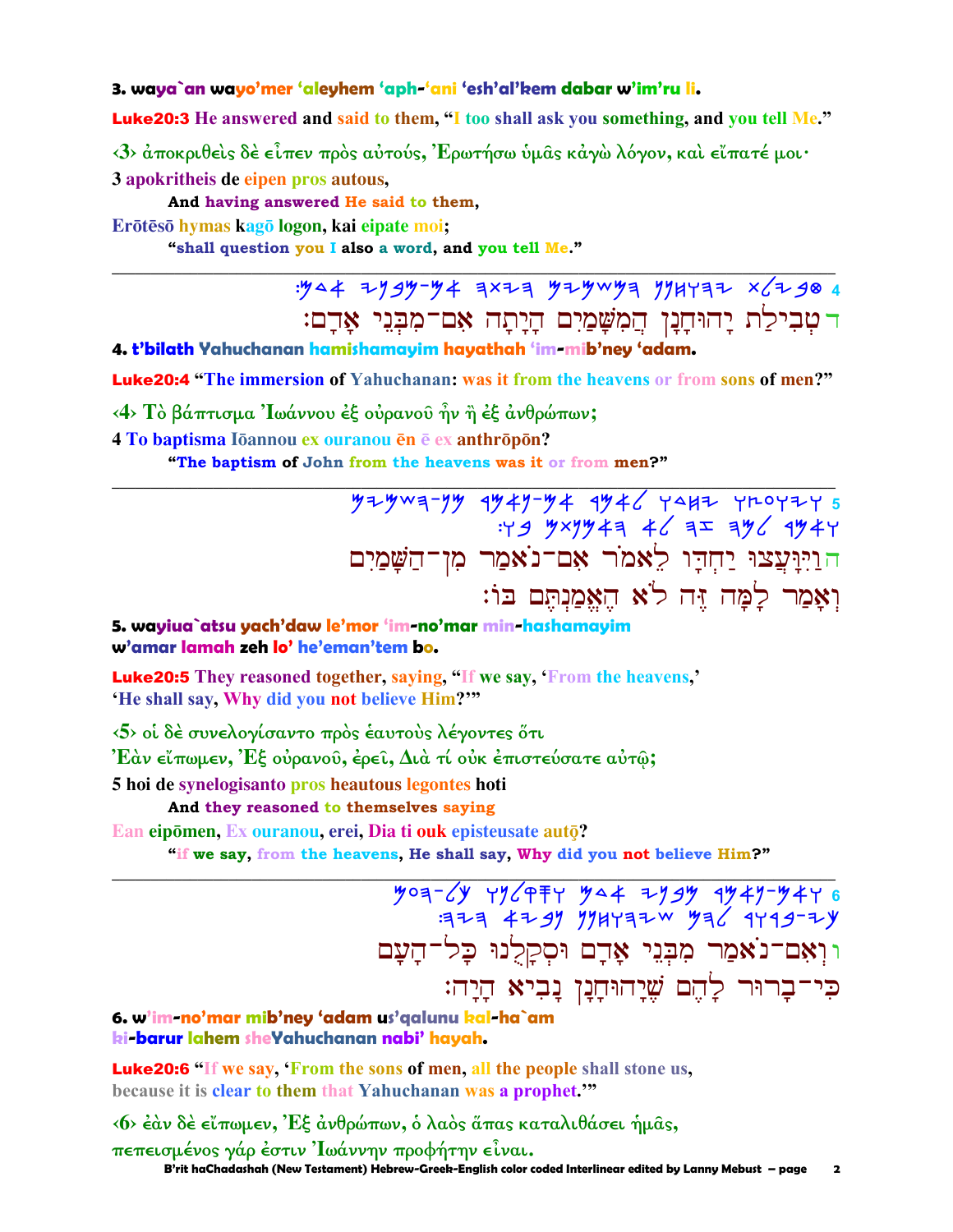**3. waya`an wayo'mer 'aleyhem 'aph-'ani 'esh'al'kem dabar w'im'ru li.**

**Luke20:3** He answered and said to them, "I too shall ask you something, and you tell Me."

‹3› ἀποκριθεὶς δὲ εἶπεν πρὸς αὐτούς, Ἐρωτήσω ὑμᾶς κἀγὼ λόγον, καὶ εἴπατέ μοι·

**3 apokritheis de eipen pros autous,**

> **And having answered He said to them,**

**Erōtēsō hymas kagō logon, kai eipate moi;**

> **"shall question you I also a word, and you tell Me."**

---

ד טְבִילַת יָהוּחָנָן הֲמִשָּׁמַיִם הָיְתָה אִם־מִבְּנֵי אָדָם׃

**4. t'bilath Yahuchanan hamishamayim hayathah 'im-mib'ney 'adam.**

**Luke20:4** "The immersion of Yahuchanan: was it from the heavens or from sons of men?"

‹4› Τὸ βάπτισμα Ἰωάννου ἐξ οὐρανοῦ ἦν ἢ ἐξ ἀνθρώπων;

**4 To baptisma Iōannou ex ouranou ēn ē ex anthrōpōn?**

> **"The baptism of John from the heavens was it or from men?"**

---

ה וַיִּוָּעֲצוּ יַחְדָּו לֵאמֹר אִם־נֹאמַר מִן־הַשָּׁמַיִם
וְאָמַר לָמָּה זֶּה לֹא הֶאֱמַנְתֶּם בּוֹ׃

**5. wayiua`atsu yach'daw le'mor 'im-no'mar min-hashamayim**
**w'amar lamah zeh lo' he'eman'tem bo.**

**Luke20:5** They reasoned together, saying, "If we say, 'From the heavens,'
'He shall say, Why did you not believe Him?'"

‹5› οἱ δὲ συνελογίσαντο πρὸς ἑαυτοὺς λέγοντες ὅτι
Ἐὰν εἴπωμεν, Ἐξ οὐρανοῦ, ἐρεῖ, Διὰ τί οὐκ ἐπιστεύσατε αὐτῷ;

**5 hoi de synelogisanto pros heautous legontes hoti**

> **And they reasoned to themselves saying**

**Ean eipōmen, Ex ouranou, erei, Dia ti ouk episteusate autō?**

> **"if we say, from the heavens, He shall say, Why did you not believe Him?"**

---

ו וְאִם־נֹאמַר מִבְּנֵי אָדָם וּסְקָלֻנוּ כָּל־הָעָם
כִּי־בָרוּר לָהֶם שֶׁיָּהוּחָנָן נָבִיא הָיָה׃

**6. w'im-no'mar mib'ney 'adam us'qalunu kal-ha`am**
**ki-barur lahem sheYahuchanan nabi' hayah.**

**Luke20:6** "If we say, 'From the sons of men, all the people shall stone us,
because it is clear to them that Yahuchanan was a prophet.'"

‹6› ἐὰν δὲ εἴπωμεν, Ἐξ ἀνθρώπων, ὁ λαὸς ἅπας καταλιθάσει ἡμᾶς,
πεπεισμένος γάρ ἐστιν Ἰωάννην προφήτην εἶναι.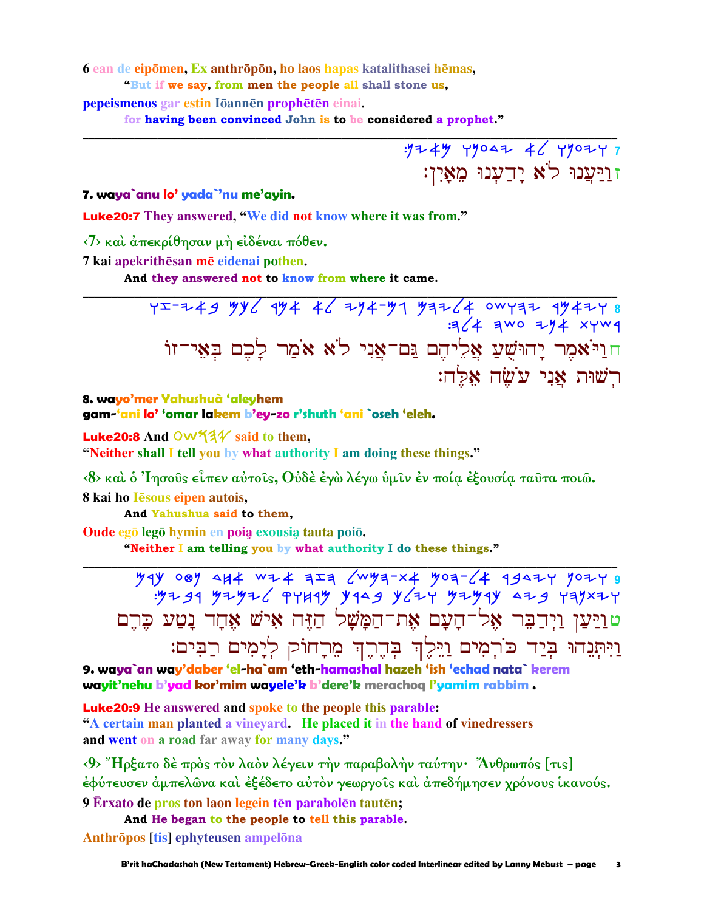6 ean de eipōmen, Ex anthrōpōn, ho laos hapas katalithasei hēmas,

"But if we say, from men the people all shall stone us,

pepeismenos gar estin Iōannēn prophētēn einai.

for having been convinced John is to be considered a prophet."

---

7 ויענו לא ידענו מאין:

זוַיַּעֲנוּ לֹא יָדַעְנוּ מֵאָיִן:

**7. waya`anu lo' yada`'nu me'ayin.**

Luke20:7 They answered, "We did not know where it was from."

‹7› καὶ ἀπεκρίθησαν μὴ εἰδέναι πόθεν.

7 kai apekrithēsan mē eidenai pothen.

And they answered not to know from where it came.

---

8 ויאמר יהושע אליהם גם-אני לא אמר לכם באי-זו רשות אני עשה אלה:

חוַיֹּאמֶר יָהוּשֻׁעַ אֲלֵיהֶם גַּם־אֲנִי לֹא אֹמַר לָכֶם בְּאֵי־זוֹ רְשׁוּת אֲנִי עֹשֶׂה אֵלֶּה:

**8. wayo'mer Yahushuà 'aleyhem**
**gam-'ani lo' 'omar lakem b'ey-zo r'shuth 'ani `oseh 'eleh.**

Luke20:8 And יהושע said to them,
"Neither shall I tell you by what authority I am doing these things."

‹8› καὶ ὁ Ἰησοῦς εἶπεν αὐτοῖς, Οὐδὲ ἐγὼ λέγω ὑμῖν ἐν ποίᾳ ἐξουσίᾳ ταῦτα ποιῶ.

8 kai ho Iēsous eipen autois,

And Yahushua said to them,

Oude egō legō hymin en poią exousią tauta poiō.

"Neither I am telling you by what authority I do these things."

---

9 ויען וידבר אל-העם את-המשל הזה איש אחד נטע כרם ויתנהו ביד כרמים וילך בדרך מרחוק לימים רבים:

טוַיַּעַן וַיְדַבֵּר אֶל־הָעָם אֶת־הַמָּשָׁל הַזֶּה אִישׁ אֶחָד נָטַע כֶּרֶם וַיִּתְּנֵהוּ בְּיַד כֹּרְמִים וַיֵּלֶךְ בְּדֶרֶךְ מֵרָחוֹק לְיָמִים רַבִּים:

**9. waya`an way'daber 'el-ha`am 'eth-hamashal hazeh 'ish 'echad nata` kerem wayit'nehu b'yad kor'mim wayele'k b'dere'k merachoq l'yamim rabbim .**

Luke20:9 He answered and spoke to the people this parable:
"A certain man planted a vineyard. He placed it in the hand of vinedressers
and went on a road far away for many days."

‹9› Ἤρξατο δὲ πρὸς τὸν λαὸν λέγειν τὴν παραβολὴν ταύτην· Ἄνθρωπός [τις] ἐφύτευσεν ἀμπελῶνα καὶ ἐξέδετο αὐτὸν γεωργοῖς καὶ ἀπεδήμησεν χρόνους ἱκανούς.

9 Ērxato de pros ton laon legein tēn parabolēn tautēn;

And He began to the people to tell this parable.

Anthrōpos [tis] ephyteusen ampelōna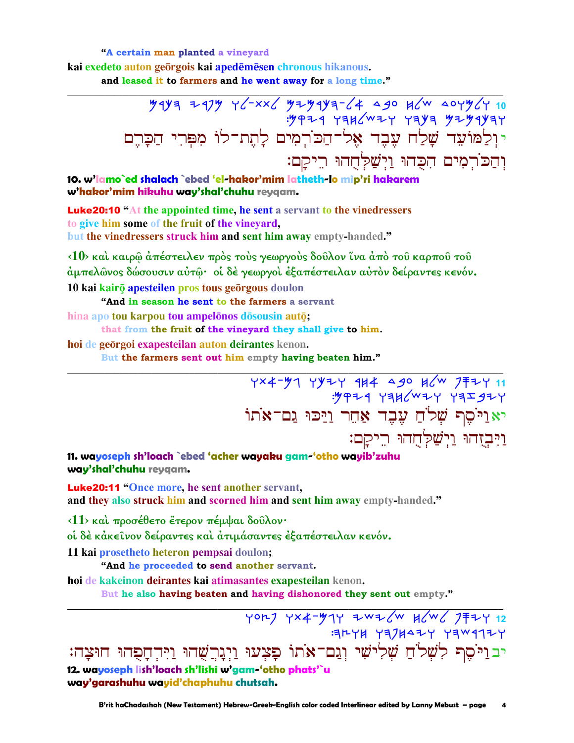"A certain man planted a vineyard

kai exedeto auton geōrgois kai apedēmēsen chronous hikanous.

and leased it to farmers and he went away for a long time."

---

י וְלַמּוֹעֵד שָׁלַח עֶבֶד אֶל־הַכֹּרְמִים לָתֶת־לוֹ מִפְּרִי הַכָּרֶם וְהַכֹּרְמִים הִכֻּהוּ וַיְשַׁלְּחֻהוּ רֵיקָם׃

**10. w'lamo`ed shalach `ebed 'el-hakor'mim latheth-lo mip'ri hakarem w'hakor'mim hikuhu way'shal'chuhu reyqam.**

**Luke20:10 "At the appointed time, he sent a servant to the vinedressers to give him some of the fruit of the vineyard, but the vinedressers struck him and sent him away empty-handed."**

‹10› καὶ καιρῷ ἀπέστειλεν πρὸς τοὺς γεωργοὺς δοῦλον ἵνα ἀπὸ τοῦ καρποῦ τοῦ ἀμπελῶνος δώσουσιν αὐτῷ· οἱ δὲ γεωργοὶ ἐξαπέστειλαν αὐτὸν δείραντες κενόν.

10 kai kairō apesteilen pros tous geōrgous doulon

"And in season he sent to the farmers a servant

hina apo tou karpou tou ampelōnos dōsousin autō;

that from the fruit of the vineyard they shall give to him.

hoi de geōrgoi exapesteilan auton deirantes kenon.

But the farmers sent out him empty having beaten him."

---

יא וַיֹּסֶף שְׁלֹחַ עֶבֶד אַחֵר וַיַּכּוּ גַּם־אֹתוֹ וַיִּבְזֻהוּ וַיְשַׁלְּחֻהוּ רֵיקָם׃

**11. wayoseph sh'loach `ebed 'acher wayaku gam-'otho wayib'zuhu way'shal'chuhu reyqam.**

**Luke20:11 "Once more, he sent another servant, and they also struck him and scorned him and sent him away empty-handed."**

‹11› καὶ προσέθετο ἕτερον πέμψαι δοῦλον·
οἱ δὲ κἀκεῖνον δείραντες καὶ ἀτιμάσαντες ἐξαπέστειλαν κενόν.

11 kai prosetheto heteron pempsai doulon;

"And he proceeded to send another servant.

hoi de kakeinon deirantes kai atimasantes exapesteilan kenon.

But he also having beaten and having dishonored they sent out empty."

---

יב וַיֹּסֶף לִשְׁלֹחַ שְׁלִישִׁי וְגַם־אֹתוֹ פָּצְעוּ וַיְגָרְשֻׁהוּ וַיִּדְחָפֻהוּ חוּצָה׃

**12. wayoseph lish'loach sh'lishi w'gam-'otho phats'`u way'garashuhu wayid'chaphuhu chutsah.**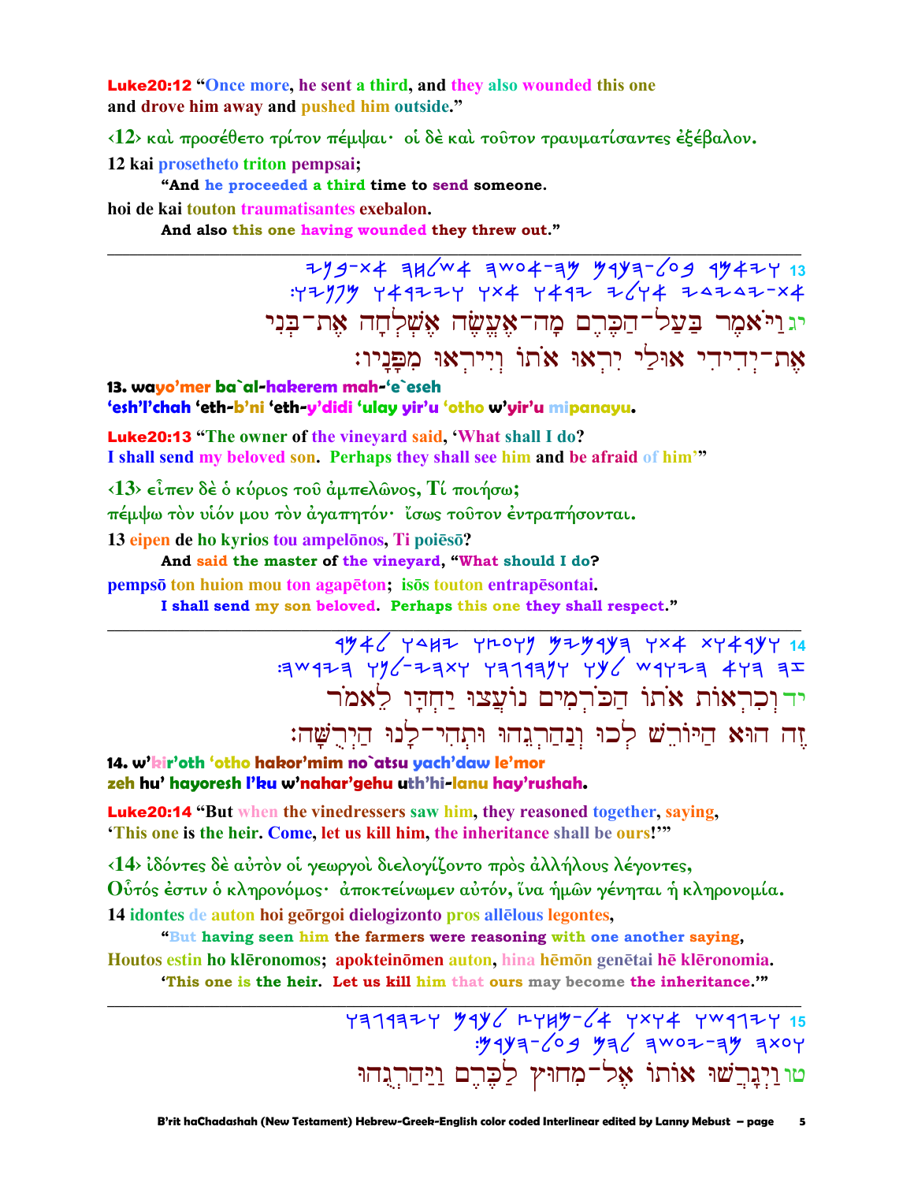**Luke20:12** "Once more, he sent a third, and they also wounded this one and drove him away and pushed him outside."

‹12› καὶ προσέθετο τρίτον πέμψαι· οἱ δὲ καὶ τοῦτον τραυματίσαντες ἐξέβαλον.

**12** kai prosetheto triton pempsai;

"And he proceeded a third time to send someone.

hoi de kai touton traumatisantes exebalon.

And also this one having wounded they threw out."

---

יג וַיֹּאמֶר בַּעַל־הַכֶּרֶם מָה־אֶעֱשֶׂה אֶשְׁלְחָה אֶת־בְּנִי אֶת־יְדִידִי אוּלַי יִרְאוּ אֹתוֹ וְיִירְאוּ מִפָּנָיו׃

**13. wayo'mer ba`al-hakerem mah-'e`eseh 'esh'l'chah 'eth-b'ni 'eth-y'didi 'ulay yir'u 'otho w'yir'u mipanayu.**

**Luke20:13** "The owner of the vineyard said, 'What shall I do? I shall send my beloved son. Perhaps they shall see him and be afraid of him'"

‹13› εἶπεν δὲ ὁ κύριος τοῦ ἀμπελῶνος, Τί ποιήσω; πέμψω τὸν υἱόν μου τὸν ἀγαπητόν· ἴσως τοῦτον ἐντραπήσονται.

**13** eipen de ho kyrios tou ampelōnos, Ti poiēsō?

And said the master of the vineyard, "What should I do?

pempsō ton huion mou ton agapēton; isōs touton entrapēsontai.

I shall send my son beloved. Perhaps this one they shall respect."

---

יד וְכִרְאוֹת אֹתוֹ הַכֹּרְמִים נוֹעֲצוּ יַחְדָּו לֵאמֹר זֶה הוּא הַיּוֹרֵשׁ לְכוּ וְנַהַרְגֵהוּ וּתְהִי־לָנוּ הַיְרֻשָּׁה׃

**14. w'kir'oth 'otho hakor'mim no`atsu yach'daw le'mor zeh hu' hayoresh l'ku w'nahar'gehu uth'hi-lanu hay'rushah.**

**Luke20:14** "But when the vinedressers saw him, they reasoned together, saying, 'This one is the heir. Come, let us kill him, the inheritance shall be ours!'"

‹14› ἰδόντες δὲ αὐτὸν οἱ γεωργοὶ διελογίζοντο πρὸς ἀλλήλους λέγοντες, Οὗτός ἐστιν ὁ κληρονόμος· ἀποκτείνωμεν αὐτόν, ἵνα ἡμῶν γένηται ἡ κληρονομία.

**14** idontes de auton hoi geōrgoi dielogizonto pros allēlous legontes,

"But having seen him the farmers were reasoning with one another saying,

Houtos estin ho klēronomos; apokteinōmen auton, hina hēmōn genētai hē klēronomia.

'This one is the heir. Let us kill him that ours may become the inheritance.'"

---

טו וַיְגָרְשׁוּ אוֹתוֹ אֶל־מִחוּץ לַכֶּרֶם וַיַּהַרְגֻהוּ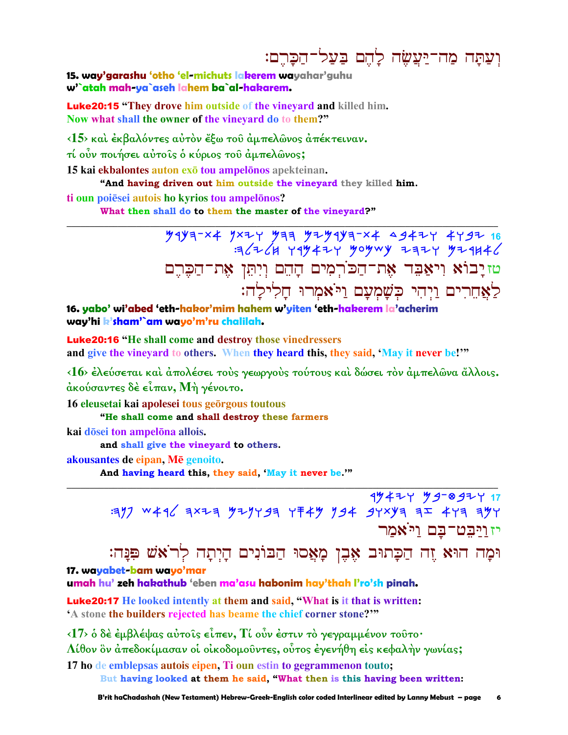וְעַתָּה מַה־יַּעֲשֶׂה לָהֶם בַּעַל־הַכָּרֶם׃

**15. way'garashu 'otho 'el-michuts lakerem wayahar'guhu w'`atah mah-ya`aseh lahem ba`al-hakarem.**

**Luke20:15** "They drove him outside of the vineyard and killed him. Now what shall the owner of the vineyard do to them?"

‹15› καὶ ἐκβαλόντες αὐτὸν ἔξω τοῦ ἀμπελῶνος ἀπέκτειναν. τί οὖν ποιήσει αὐτοῖς ὁ κύριος τοῦ ἀμπελῶνος;

**15 kai ekbalontes auton exō tou ampelōnos apekteinan.**

"And having driven out him outside the vineyard they killed him.

**ti oun poiēsei autois ho kyrios tou ampelōnos?**

What then shall do to them the master of the vineyard?"

---

16 ‎𐤉𐤁𐤅𐤀 𐤅𐤉𐤀𐤁𐤃 𐤀𐤕-𐤄𐤊𐤓𐤌𐤉𐤌 𐤄𐤄𐤌 𐤅𐤉𐤕𐤍 𐤀𐤕-𐤄𐤊𐤓𐤌 𐤋𐤀𐤇𐤓𐤉𐤌 𐤅𐤉𐤄𐤉 𐤊𐤔𐤌𐤏𐤌 𐤅𐤉𐤀𐤌𐤓𐤅 𐤇𐤋𐤉𐤋𐤄:

טז יָבוֹא וִיאַבֵּד אֶת־הַכֹּרְמִים הָהֵם וְיִתֵּן אֶת־הַכֶּרֶם לַאֲחֵרִים וַיְהִי כְּשָׁמְעָם וַיֹּאמְרוּ חָלִילָה׃

**16. yabo' wi'abed 'eth-hakor'mim hahem w'yiten 'eth-hakerem la'acherim way'hi k'sham'`am wayo'm'ru chalilah.**

**Luke20:16** "He shall come and destroy those vinedressers and give the vineyard to others. When they heard this, they said, 'May it never be!'"

‹16› ἐλεύσεται καὶ ἀπολέσει τοὺς γεωργοὺς τούτους καὶ δώσει τὸν ἀμπελῶνα ἄλλοις. ἀκούσαντες δὲ εἶπαν, Μὴ γένοιτο.

**16 eleusetai kai apolesei tous geōrgous toutous**

"He shall come and shall destroy these farmers

**kai dōsei ton ampelōna allois.**

and shall give the vineyard to others.

**akousantes de eipan, Mē genoito.**

And having heard this, they said, 'May it never be.'"

---

17 ‎𐤅𐤉𐤁𐤈-𐤁𐤌 𐤅𐤉𐤀𐤌𐤓 𐤅𐤌𐤄 𐤄𐤅𐤀 𐤆𐤄 𐤄𐤊𐤕𐤅𐤁 𐤀𐤁𐤍 𐤌𐤀𐤎𐤅 𐤄𐤁𐤅𐤍𐤉𐤌 𐤄𐤉𐤕𐤄 𐤋𐤓𐤀𐤔 𐤐𐤍𐤄:

יז וַיַּבֶּט־בָּם וַיֹּאמַר

וּמָה הוּא זֶה הַכָּתוּב אֶבֶן מָאֲסוּ הַבּוֹנִים הָיְתָה לְרֹאשׁ פִּנָּה׃

**17. wayabet-bam wayo'mar umah hu' zeh hakathub 'eben ma'asu habonim hay'thah l'ro'sh pinah.**

**Luke20:17** He looked intently at them and said, "What is it that is written: 'A stone the builders rejected has beame the chief corner stone?'"

‹17› ὁ δὲ ἐμβλέψας αὐτοῖς εἶπεν, Τί οὖν ἐστιν τὸ γεγραμμένον τοῦτο· Λίθον ὃν ἀπεδοκίμασαν οἱ οἰκοδομοῦντες, οὗτος ἐγενήθη εἰς κεφαλὴν γωνίας;

**17 ho de emblepsas autois eipen, Ti oun estin to gegrammenon touto;**

But having looked at them he said, "What then is this having been written: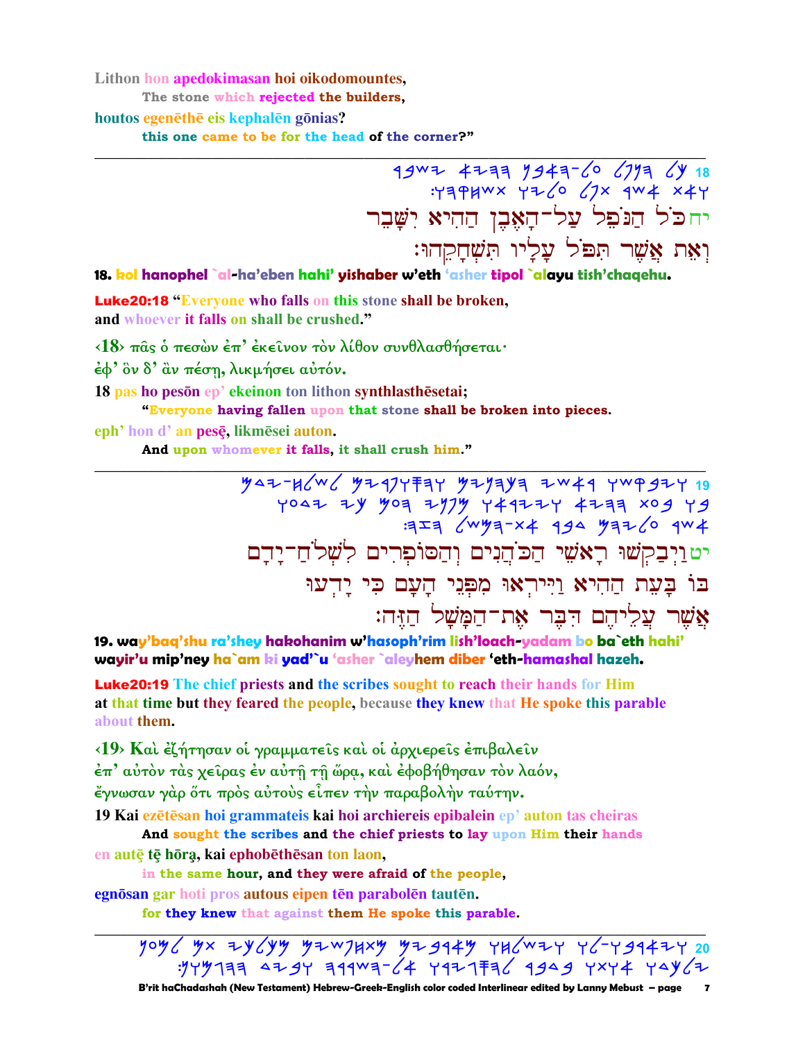Lithon hon apedokimasan hoi oikodomountes,

The stone which rejected the builders,

houtos egenēthē eis kephalēn gōnias?

this one came to be for the head of the corner?"

---

18 כל הנפל על־האבן ההיא ישבר
ואת אשר תפל עליו תשחקהו׃

יח כֹּל הַנֹּפֵל עַל־הָאֶבֶן הַהִיא יִשָּׁבֵר
וְאֵת אֲשֶׁר תִּפֹּל עָלָיו תְּשַׁחֲקֵהוּ׃

**18. kol hanophel `al-ha'eben hahi' yishaber w'eth 'asher tipol `alayu tish'chaqehu.**

**Luke20:18** "Everyone who falls on this stone shall be broken, and whoever it falls on shall be crushed."

‹18› πᾶς ὁ πεσὼν ἐπ' ἐκεῖνον τὸν λίθον συνθλασθήσεται·
ἐφ' ὃν δ' ἂν πέσῃ, λικμήσει αὐτόν.

18 pas ho pesōn ep' ekeinon ton lithon synthlasthēsetai;

"Everyone having fallen upon that stone shall be broken into pieces.

eph' hon d' an pesē, likmēsei auton.

And upon whomever it falls, it shall crush him."

---

19 ויבקשו ראשי הכהנים והספרים לשלח־ידם בו בעת ההיא ויראו מפני העם כי ידעו אשר עליהם דבר את־המשל הזה׃

יט וַיְבַקְשׁוּ רָאשֵׁי הַכֹּהֲנִים וְהַסּוֹפְרִים לִשְׁלֹחַ־יָדָם
בּוֹ בָּעֵת הַהִיא וַיִּירְאוּ מִפְּנֵי הָעָם כִּי יָדְעוּ
אֲשֶׁר עֲלֵיהֶם דִּבֶּר אֶת־הַמָּשָׁל הַזֶּה׃

**19. way'baq'shu ra'shey hakohanim w'hasoph'rim lish'loach-yadam bo ba`eth hahi' wayir'u mip'ney ha`am ki yad'`u 'asher `aleyhem diber 'eth-hamashal hazeh.**

**Luke20:19** The chief priests and the scribes sought to reach their hands for Him at that time but they feared the people, because they knew that He spoke this parable about them.

‹19› Καὶ ἐζήτησαν οἱ γραμματεῖς καὶ οἱ ἀρχιερεῖς ἐπιβαλεῖν
ἐπ' αὐτὸν τὰς χεῖρας ἐν αὐτῇ τῇ ὥρᾳ, καὶ ἐφοβήθησαν τὸν λαόν,
ἔγνωσαν γὰρ ὅτι πρὸς αὐτοὺς εἶπεν τὴν παραβολὴν ταύτην.

19 Kai ezētēsan hoi grammateis kai hoi archiereis epibalein ep' auton tas cheiras

And sought the scribes and the chief priests to lay upon Him their hands

en autē tē hōra, kai ephobēthēsan ton laon,

in the same hour, and they were afraid of the people,

egnōsan gar hoti pros autous eipen tēn parabolēn tautēn.

for they knew that against them He spoke this parable.

---

20 ויארבו לו וישלחו מארבים מתחפשים כצדיקים ללכד אתו בדבר לתפשו אל־השררה וביד ההגמון׃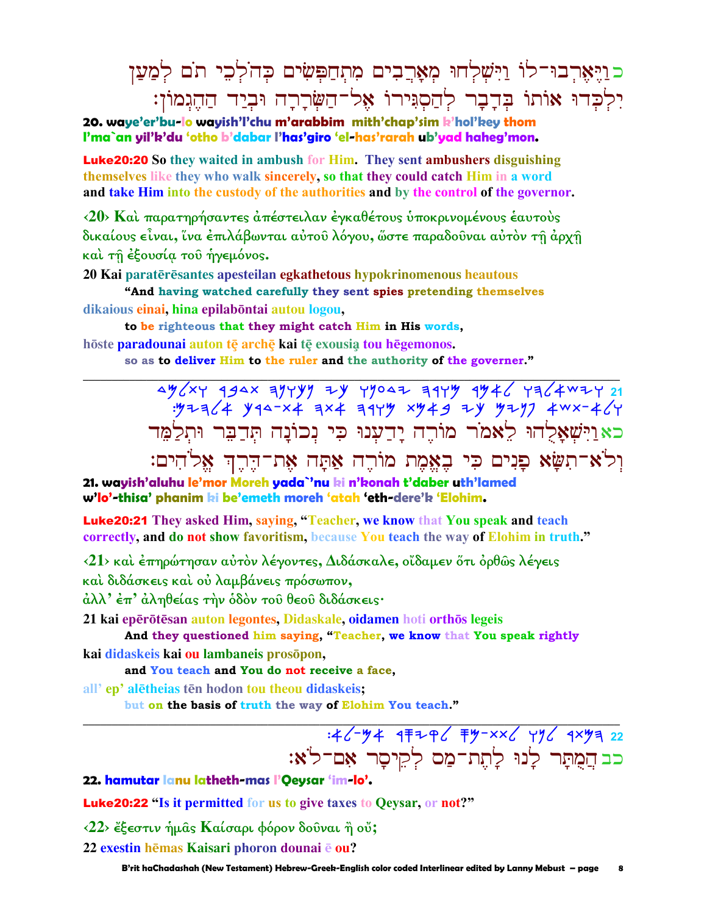כ וַיֶּאֶרְבוּ־לוֹ וַיִּשְׁלְחוּ מְאָרְבִים מִתְחַפְּשִׂים כְּהֹלְכֵי תֹם לְמַעַן יִלְכְּדוּ אוֹתוֹ בְּדָבָר לְהַסְגִּירוֹ אֶל־הַשְּׂרָרָה וּבְיַד הַהֶגְמוֹן׃

**20. waye'er'bu-lo wayish'l'chu m'arabbim mith'chap'sim k'hol'key thom l'ma`an yil'k'du 'otho b'dabar l'has'giro 'el-has'rarah ub'yad haheg'mon.**

**Luke20:20** So they waited in ambush for Him. They sent ambushers disguising themselves like they who walk sincerely, so that they could catch Him in a word and take Him into the custody of the authorities and by the control of the governor.

‹20› Καὶ παρατηρήσαντες ἀπέστειλαν ἐγκαθέτους ὑποκρινομένους ἑαυτοὺς δικαίους εἶναι, ἵνα ἐπιλάβωνται αὐτοῦ λόγου, ὥστε παραδοῦναι αὐτὸν τῇ ἀρχῇ καὶ τῇ ἐξουσίᾳ τοῦ ἡγεμόνος.

20 Kai paratērēsantes apesteilan egkathetous hypokrinomenous heautous

**"And having watched carefully they sent spies pretending themselves**

dikaious einai, hina epilabōntai autou logou,

**to be righteous that they might catch Him in His words,**

hōste paradounai auton tē archē kai tē exousia tou hēgemonos.

**so as to deliver Him to the ruler and the authority of the governer."**

---

כא וַיִּשְׁאָלֻהוּ לֵאמֹר מוֹרֶה יָדַעְנוּ כִּי נְכוֹנָה תְּדַבֵּר וּתְלַמֵּד וְלֹא־תִשָּׂא פָנִים כִּי בֶאֱמֶת מוֹרֶה אַתָּה אֶת־דֶּרֶךְ אֱלֹהִים׃

**21. wayish'aluhu le'mor Moreh yada`'nu ki n'konah t'daber uth'lamed w'lo'-thisa' phanim ki be'emeth moreh 'atah 'eth-dere'k 'Elohim.**

**Luke20:21** They asked Him, saying, "Teacher, we know that You speak and teach correctly, and do not show favoritism, because You teach the way of Elohim in truth."

‹21› καὶ ἐπηρώτησαν αὐτὸν λέγοντες, Διδάσκαλε, οἴδαμεν ὅτι ὀρθῶς λέγεις καὶ διδάσκεις καὶ οὐ λαμβάνεις πρόσωπον, ἀλλ' ἐπ' ἀληθείας τὴν ὁδὸν τοῦ θεοῦ διδάσκεις·

21 kai epērōtēsan auton legontes, Didaskale, oidamen hoti orthōs legeis

**And they questioned him saying, "Teacher, we know that You speak rightly**

kai didaskeis kai ou lambaneis prosōpon,

**and You teach and You do not receive a face,**

all' ep' alētheias tēn hodon tou theou didaskeis;

**but on the basis of truth the way of Elohim You teach."**

---

כב הֻמְּתָּר לָנוּ לָתֶת־מַס לְקֵיסָר אִם־לֹא׃

**22. hamutar lanu latheth-mas l'Qeysar 'im-lo'.**

**Luke20:22** "Is it permitted for us to give taxes to Qeysar, or not?"

‹22› ἔξεστιν ἡμᾶς Καίσαρι φόρον δοῦναι ἢ οὔ;

22 exestin hēmas Kaisari phoron dounai ē ou?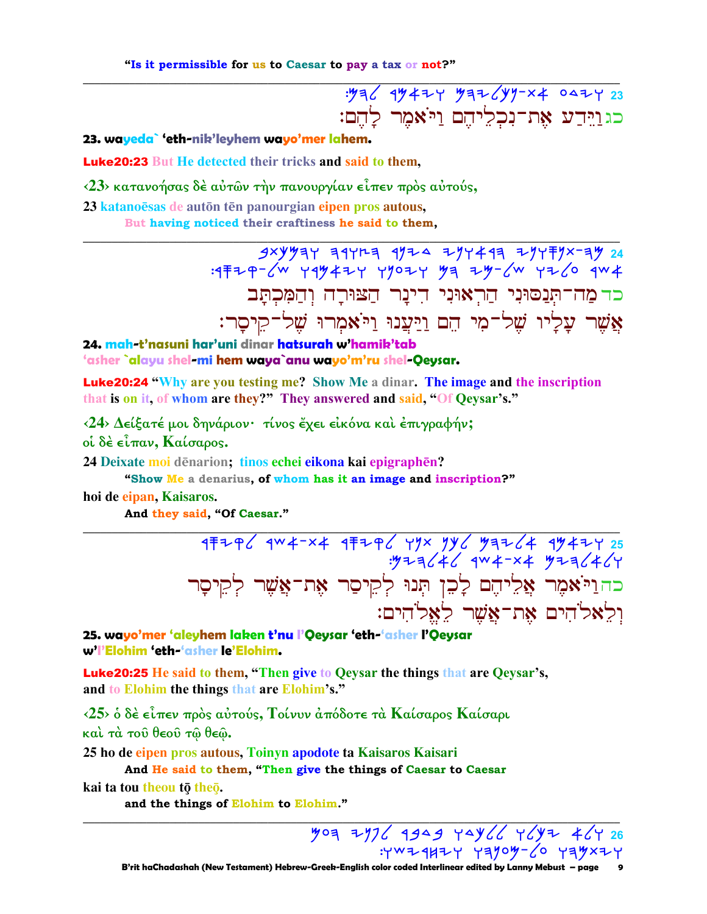"Is it permissible for us to Caesar to pay a tax or not?"

---

23 :𐤋𐤄𐤌 𐤅𐤉𐤀𐤌𐤓 𐤍𐤊𐤋𐤉𐤄𐤌-𐤀𐤕 𐤅𐤉𐤃𐤏

כג וַיֵּדַע אֶת־נִכְלֵיהֶם וַיֹּאמֶר לָהֶם׃

**23. wayeda` 'eth-nik'leyhem wayo'mer lahem.**

**Luke20:23** But He detected their tricks and said to them,

‹23› κατανοήσας δὲ αὐτῶν τὴν πανουργίαν εἶπεν πρὸς αὐτούς,

**23** katanoēsas de autōn tēn panourgian eipen pros autous,

But having noticed their craftiness he said to them,

---

24 𐤅𐤄𐤌𐤊𐤕𐤁 𐤄𐤑𐤅𐤓𐤄 𐤃𐤉𐤍𐤓 𐤄𐤓𐤀𐤅𐤍𐤉 𐤕𐤍𐤎𐤅𐤍𐤉-𐤌𐤄
:𐤒𐤉𐤎𐤓-𐤔𐤋 𐤅𐤉𐤀𐤌𐤓𐤅 𐤅𐤉𐤏𐤍𐤅 𐤄𐤌 𐤌𐤉-𐤔𐤋 𐤏𐤋𐤉𐤅 𐤀𐤔𐤓

כד מַה־תְּנַסּוּנִי הַרְאוּנִי דִינָר הַצּוּרָה וְהַמִּכְתָּב
אֲשֶׁר עָלָיו שֶׁל־מִי הֵם וַיַּעֲנוּ וַיֹּאמְרוּ שֶׁל־קֵיסָר׃

**24. mah-t'nasuni har'uni dinar hatsurah w'hamik'tab**
**'asher `alayu shel-mi hem waya`anu wayo'm'ru shel-Qeysar.**

**Luke20:24** "Why are you testing me? Show Me a dinar. The image and the inscription that is on it, of whom are they?" They answered and said, "Of Qeysar's."

‹24› Δείξατέ μοι δηνάριον· τίνος ἔχει εἰκόνα καὶ ἐπιγραφήν;
οἱ δὲ εἶπαν, Καίσαρος.

**24** Deixate moi dēnarion; tinos echei eikona kai epigraphēn?

"Show Me a denarius, of whom has it an image and inscription?"

hoi de eipan, Kaisaros.

And they said, "Of Caesar."

---

25 𐤋𐤒𐤉𐤎𐤓 𐤀𐤔𐤓-𐤀𐤕 𐤋𐤒𐤉𐤎𐤓 𐤕𐤍𐤅 𐤋𐤊𐤍 𐤀𐤋𐤉𐤄𐤌 𐤅𐤉𐤀𐤌𐤓
:𐤋𐤀𐤋𐤄𐤉𐤌 𐤀𐤔𐤓-𐤀𐤕 𐤅𐤋𐤀𐤋𐤄𐤉𐤌

כה וַיֹּאמֶר אֲלֵיהֶם לָכֵן תְּנוּ לְקֵיסַר אֶת־אֲשֶׁר לְקֵיסָר
וְלֵאלֹהִים אֶת־אֲשֶׁר לֵאלֹהִים׃

**25. wayo'mer 'aleyhem laken t'nu l'Qeysar 'eth-'asher l'Qeysar**
**w'l'Elohim 'eth-'asher le'Elohim.**

**Luke20:25** He said to them, "Then give to Qeysar the things that are Qeysar's, and to Elohim the things that are Elohim's."

‹25› ὁ δὲ εἶπεν πρὸς αὐτούς, Τοίνυν ἀπόδοτε τὰ Καίσαρος Καίσαρι
καὶ τὰ τοῦ θεοῦ τῷ θεῷ.

**25** ho de eipen pros autous, Toinyn apodote ta Kaisaros Kaisari

And He said to them, "Then give the things of Caesar to Caesar

kai ta tou theou tō theō.

and the things of Elohim to Elohim."

---

26 𐤄𐤏𐤌 𐤋𐤏𐤉𐤍𐤉 𐤃𐤁𐤓𐤁 𐤅𐤋𐤊𐤃𐤅 𐤉𐤊𐤋𐤅 𐤅𐤋𐤀
:𐤅𐤉𐤇𐤓𐤉𐤔𐤅 𐤏𐤍𐤄𐤅-𐤏𐤋 𐤅𐤉𐤕𐤌𐤄𐤅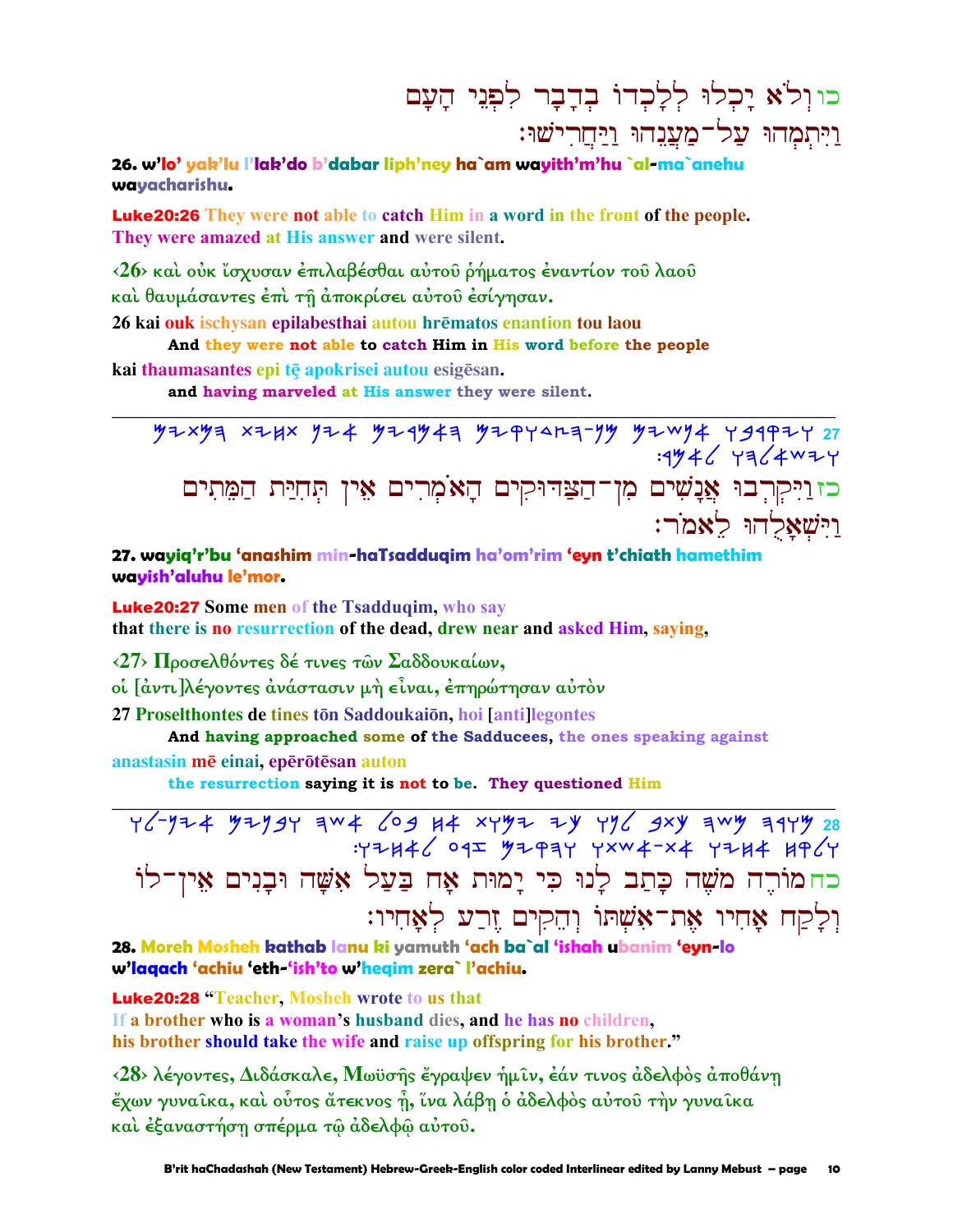כו וְלֹא יָכְלוּ לְלָכְדוֹ בְדָבָר לִפְנֵי הָעָם
וַיִּתְמְהוּ עַל־מַעֲנֵהוּ וַיַּחֲרִישׁוּ׃

**26. w'lo' yak'lu l'lak'do b'dabar liph'ney ha`am wayith'm'hu `al-ma`anehu wayacharishu.**

**Luke20:26** They were not able to catch Him in a word in the front of the people. They were amazed at His answer and were silent.

‹26› καὶ οὐκ ἴσχυσαν ἐπιλαβέσθαι αὐτοῦ ῥήματος ἐναντίον τοῦ λαοῦ καὶ θαυμάσαντες ἐπὶ τῇ ἀποκρίσει αὐτοῦ ἐσίγησαν.

26 kai ouk ischysan epilabesthai autou hrēmatos enantion tou laou
**And they were not able to catch Him in His word before the people**

kai thaumasantes epi tē apokrisei autou esigēsan.
**and having marveled at His answer they were silent.**

---

כז וַיִּקְרְבוּ אֲנָשִׁים מִן־הַצַּדּוּקִים הָאֹמְרִים אֵין תְּחִיַּת הַמֵּתִים
וַיִּשְׁאָלֻהוּ לֵאמֹר׃

**27. wayiq'r'bu 'anashim min-haTsadduqim ha'om'rim 'eyn t'chiath hamethim wayish'aluhu le'mor.**

**Luke20:27** Some men of the Tsadduqim, who say that there is no resurrection of the dead, drew near and asked Him, saying,

‹27› Προσελθόντες δέ τινες τῶν Σαδδουκαίων, οἱ [ἀντι]λέγοντες ἀνάστασιν μὴ εἶναι, ἐπηρώτησαν αὐτὸν

27 Proselthontes de tines tōn Saddoukaiōn, hoi [anti]legontes
**And having approached some of the Sadducees, the ones speaking against**

anastasin mē einai, epērōtēsan auton
**the resurrection saying it is not to be. They questioned Him**

---

כח מוֹרֶה מֹשֶׁה כָּתַב לָנוּ כִּי יָמוּת אָח בַּעַל אִשָּׁה וּבָנִים אֵין־לוֹ
וְלָקַח אָחִיו אֶת־אִשְׁתּוֹ וְהֵקִים זֶרַע לְאָחִיו׃

**28. Moreh Mosheh kathab lanu ki yamuth 'ach ba`al 'ishah ubanim 'eyn-lo w'laqach 'achiu 'eth-'ish'to w'heqim zera` l'achiu.**

**Luke20:28** "Teacher, Mosheh wrote to us that If a brother who is a woman's husband dies, and he has no children, his brother should take the wife and raise up offspring for his brother."

‹28› λέγοντες, Διδάσκαλε, Μωϋσῆς ἔγραψεν ἡμῖν, ἐάν τινος ἀδελφὸς ἀποθάνῃ ἔχων γυναῖκα, καὶ οὗτος ἄτεκνος ᾖ, ἵνα λάβῃ ὁ ἀδελφὸς αὐτοῦ τὴν γυναῖκα καὶ ἐξαναστήσῃ σπέρμα τῷ ἀδελφῷ αὐτοῦ.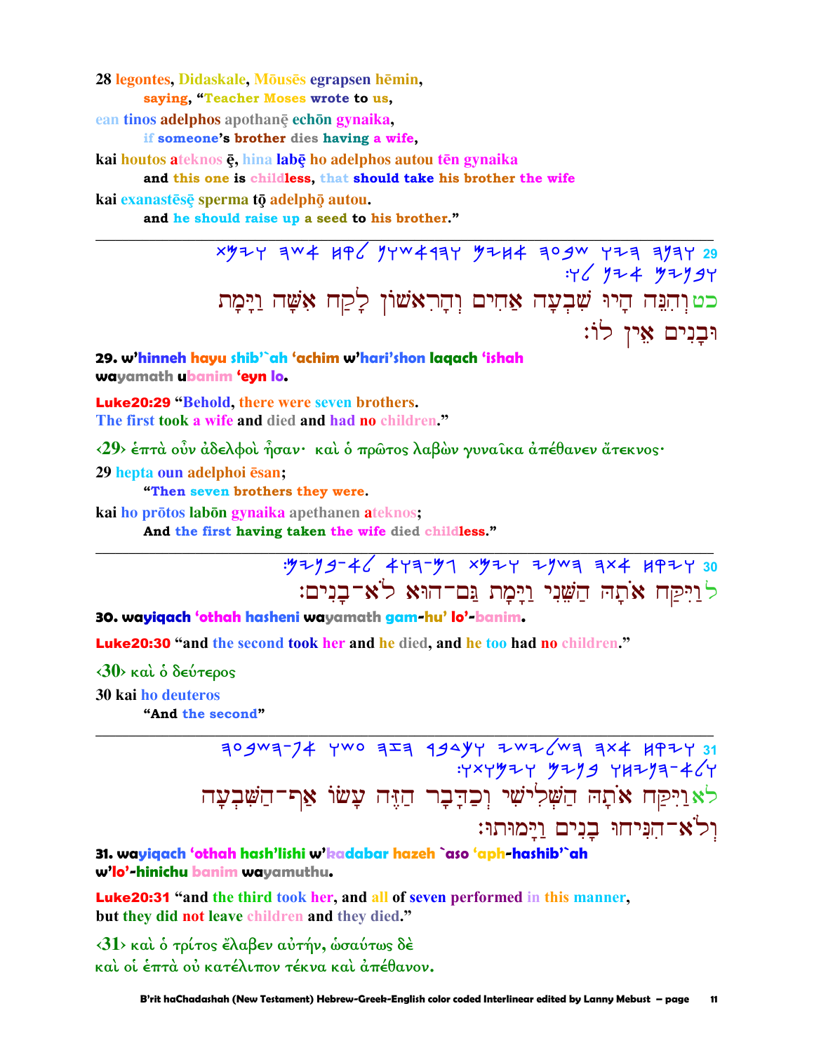28 legontes, Didaskale, Mōusēs egrapsen hēmin,

saying, "Teacher Moses wrote to us,

ean tinos adelphos apothanę echōn gynaika,

if someone's brother dies having a wife,

kai houtos ateknos ę, hina labę ho adelphos autou tēn gynaika

and this one is childless, that should take his brother the wife

kai exanastēsę sperma tō adelphō autou.

and he should raise up a seed to his brother."

---

29 ℣ℨ℘ ℨℨℨ ℨℨℨℨℨ ℨℨℨℨ ℨℨℨℨℨℨ ℨℨℨ ℨℨℨ ℨℨℨℨ

כטוְהִנֵּה הָיוּ שִׁבְעָה אַחִים וְהָרִאשׁוֹן לָקַח אִשָּׁה וַיָּמָת וּבָנִים אֵין לוֹ׃

**29. w'hinneh hayu shib'`ah 'achim w'hari'shon laqach 'ishah wayamath ubanim 'eyn lo.**

**Luke20:29** "Behold, there were seven brothers. The first took a wife and died and had no children."

‹29› ἑπτὰ οὖν ἀδελφοὶ ἦσαν· καὶ ὁ πρῶτος λαβὼν γυναῖκα ἀπέθανεν ἄτεκνος·

29 hepta oun adelphoi ēsan;

"Then seven brothers they were.

kai ho prōtos labōn gynaika apethanen ateknos;

And the first having taken the wife died childless."

---

לוַיִּקַּח אֹתָהּ הַשֵּׁנִי וַיָּמָת גַּם־הוּא לֹא־בָנִים׃

**30. wayiqach 'othah hasheni wayamath gam-hu' lo'-banim.**

**Luke20:30** "and the second took her and he died, and he too had no children."

‹30› καὶ ὁ δεύτερος

30 kai ho deuteros

"And the second"

---

לאוַיִּקַּח אֹתָהּ הַשְּׁלִישִׁי וְכַדָּבָר הַזֶּה עָשׂוּ אַף־הַשִּׁבְעָה וְלֹא־הִנִּיחוּ בָנִים וַיָּמוּתוּ׃

**31. wayiqach 'othah hash'lishi w'kadabar hazeh `aso 'aph-hashib'`ah w'lo'-hinichu banim wayamuthu.**

**Luke20:31** "and the third took her, and all of seven performed in this manner, but they did not leave children and they died."

‹31› καὶ ὁ τρίτος ἔλαβεν αὐτήν, ὡσαύτως δὲ καὶ οἱ ἑπτὰ οὐ κατέλιπον τέκνα καὶ ἀπέθανον.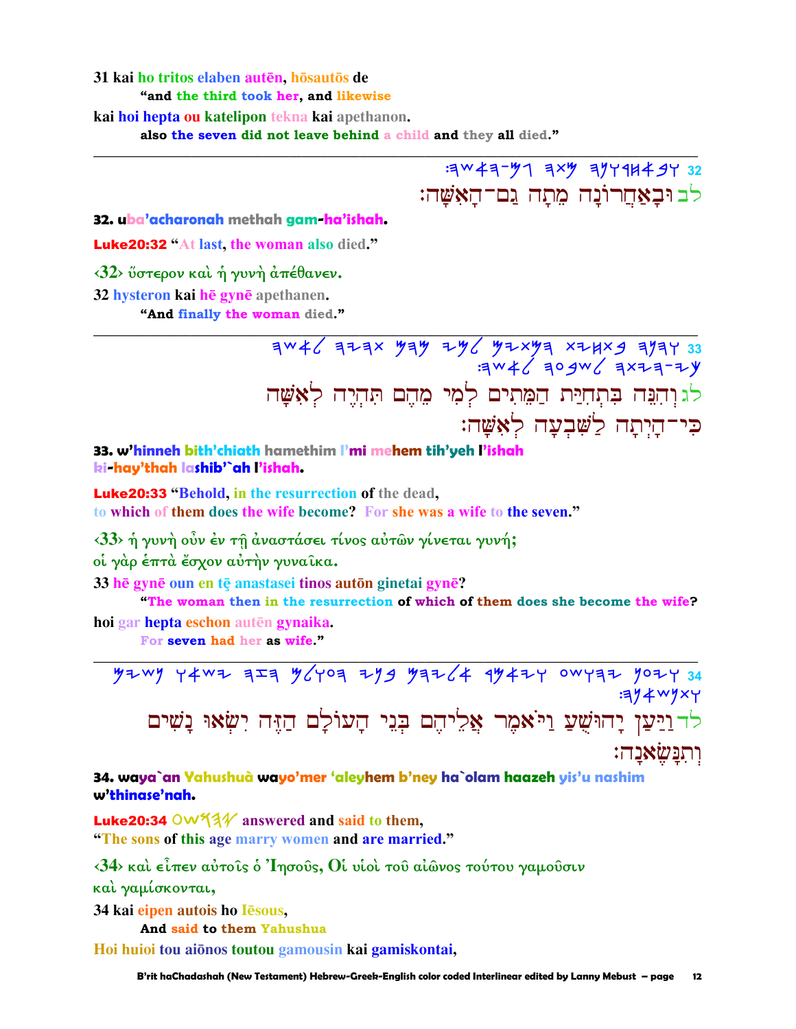31 kai ho tritos elaben autēn, hōsautōs de
"and the third took her, and likewise

kai hoi hepta ou katelipon tekna kai apethanon.
also the seven did not leave behind a child and they all died."

---

32 ובאחרונה מתה גם־האשה:

לב וּבָאַחֲרוֹנָה מֵתָה גַּם־הָאִשָּׁה:

**32. uba'acharonah methah gam-ha'ishah.**

**Luke20:32** "At last, the woman also died."

‹32› ὕστερον καὶ ἡ γυνὴ ἀπέθανεν.

32 hysteron kai hē gynē apethanen.
"And finally the woman died."

---

33 והנה בתחית המתים למי מהם תהיה לאשה כי־היתה לשבעה לאשה:

לג וְהִנֵּה בִּתְחִיַּת הַמֵּתִים לְמִי מֵהֶם תִּהְיֶה לְאִשָּׁה כִּי־הָיְתָה לַשִּׁבְעָה לְאִשָּׁה:

**33. w'hinneh bith'chiath hamethim l'mi mehem tih'yeh l'ishah ki-hay'thah lashib'`ah l'ishah.**

**Luke20:33** "Behold, in the resurrection of the dead,
to which of them does the wife become? For she was a wife to the seven."

‹33› ἡ γυνὴ οὖν ἐν τῇ ἀναστάσει τίνος αὐτῶν γίνεται γυνή;
οἱ γὰρ ἑπτὰ ἔσχον αὐτὴν γυναῖκα.

33 hē gynē oun en tē anastasei tinos autōn ginetai gynē?
"The woman then in the resurrection of which of them does she become the wife?

hoi gar hepta eschon autēn gynaika.
For seven had her as wife."

---

34 ויען יהושע ויאמר אליהם בני העולם הזה ישאו נשים ותנשאנה:

לד וַיַּעַן יָהוּשֻׁעַ וַיֹּאמֶר אֲלֵיהֶם בְּנֵי הָעוֹלָם הַזֶּה יִשְׂאוּ נָשִׁים וְתִנָּשֶׂאנָה:

**34. waya`an Yahushuà wayo'mer 'aleyhem b'ney ha`olam haazeh yis'u nashim w'thinase'nah.**

**Luke20:34** יהושע answered and said to them,
"The sons of this age marry women and are married."

‹34› καὶ εἶπεν αὐτοῖς ὁ Ἰησοῦς, Οἱ υἱοὶ τοῦ αἰῶνος τούτου γαμοῦσιν
καὶ γαμίσκονται,

34 kai eipen autois ho Iēsous,
And said to them Yahushua

Hoi huioi tou aiōnos toutou gamousin kai gamiskontai,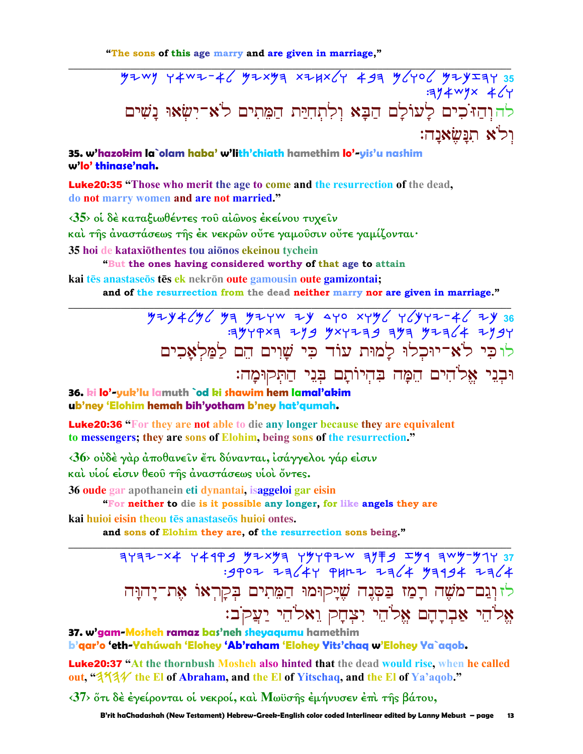"The sons of this age marry and are given in marriage,"

---

35 ‭𐤅𐤄𐤆𐤊𐤉𐤌 𐤋𐤏𐤅𐤋𐤌 𐤄𐤁𐤀 𐤅𐤋𐤕𐤇𐤉𐤕 𐤄𐤌𐤕𐤉𐤌 𐤋𐤀-𐤉𐤔𐤀𐤅 𐤍𐤔𐤉𐤌 𐤅𐤋𐤀 𐤕𐤍𐤔𐤀𐤍𐤄:

לה וְהַזֹּכִים לָעוֹלָם הַבָּא וְלִתְחִיַּת הַמֵּתִים לֹא־יִשְׂאוּ נָשִׁים וְלֹא תִנָּשֶׂאנָה:

**35. w'hazokim la`olam haba' w'lith'chiath hamethim lo'-yis'u nashim w'lo' thinase'nah.**

**Luke20:35** "Those who merit the age to come and the resurrection of the dead, do not marry women and are not married."

‹35› οἱ δὲ καταξιωθέντες τοῦ αἰῶνος ἐκείνου τυχεῖν καὶ τῆς ἀναστάσεως τῆς ἐκ νεκρῶν οὔτε γαμοῦσιν οὔτε γαμίζονται·

35 hoi de kataxiōthentes tou aiōnos ekeinou tychein
"But the ones having considered worthy of that age to attain
kai tēs anastaseōs tēs ek nekrōn oute gamousin oute gamizontai;
and of the resurrection from the dead neither marry nor are given in marriage."

---

36 ‭𐤊𐤉 𐤋𐤀-𐤉𐤅𐤊𐤋𐤅 𐤋𐤌𐤅𐤕 𐤏𐤅𐤃 𐤊𐤉 𐤔𐤅𐤉𐤌 𐤄𐤌 𐤋𐤌𐤋𐤀𐤊𐤉𐤌 𐤅𐤁𐤍𐤉 𐤀𐤋𐤄𐤉𐤌 𐤄𐤌𐤄 𐤁𐤄𐤉𐤅𐤕𐤌 𐤁𐤍𐤉 𐤄𐤕𐤒𐤅𐤌𐤄:

לו כִּי לֹא־יוּכְלוּ לָמוּת עוֹד כִּי שָׁוִים הֵם לַמַּלְאָכִים וּבְנֵי אֱלֹהִים הֵמָּה בִּהְיוֹתָם בְּנֵי הַתְּקוּמָה:

**36. ki lo'-yuk'lu lamuth `od ki shawim hem lamal'akim ub'ney 'Elohim hemah bih'yotham b'ney hat'qumah.**

**Luke20:36** "For they are not able to die any longer because they are equivalent to messengers; they are sons of Elohim, being sons of the resurrection."

‹36› οὐδὲ γὰρ ἀποθανεῖν ἔτι δύνανται, ἰσάγγελοι γάρ εἰσιν καὶ υἱοί εἰσιν θεοῦ τῆς ἀναστάσεως υἱοὶ ὄντες.

36 oude gar apothanein eti dynantai, isaggeloi gar eisin
"For neither to die is it possible any longer, for like angels they are
kai huioi eisin theou tēs anastaseōs huioi ontes.
and sons of Elohim they are, of the resurrection sons being."

---

37 ‭𐤅𐤂𐤌-𐤌𐤔𐤄 𐤓𐤌𐤆 𐤁𐤎𐤍𐤄 𐤔𐤉𐤒𐤅𐤌𐤅 𐤄𐤌𐤕𐤉𐤌 𐤁𐤒𐤓𐤀𐤅 𐤀𐤕-𐤉𐤄𐤅𐤄 𐤀𐤋𐤄𐤉 𐤀𐤁𐤓𐤄𐤌 𐤀𐤋𐤄𐤉 𐤉𐤑𐤇𐤒 𐤅𐤀𐤋𐤄𐤉 𐤉𐤏𐤒𐤁:

לז וְגַם־מֹשֶׁה רָמַז בַּסְּנֶה שֶׁיָּקוּמוּ הַמֵּתִים בְּקָרְאוֹ אֶת־יָהוָּה אֱלֹהֵי אַבְרָהָם אֱלֹהֵי יִצְחָק וֵאלֹהֵי יַעֲקֹב:

**37. w'gam-Mosheh ramaz bas'neh sheyaqumu hamethim b'qar'o 'eth-Yahúwah 'Elohey 'Ab'raham 'Elohey Yits'chaq w'Elohey Ya`aqob.**

**Luke20:37** "At the thornbush Mosheh also hinted that the dead would rise, when he called out, "𐤉𐤄𐤅𐤄 the El of Abraham, and the El of Yitschaq, and the El of Ya'aqob."

‹37› ὅτι δὲ ἐγείρονται οἱ νεκροί, καὶ Μωϋσῆς ἐμήνυσεν ἐπὶ τῆς βάτου,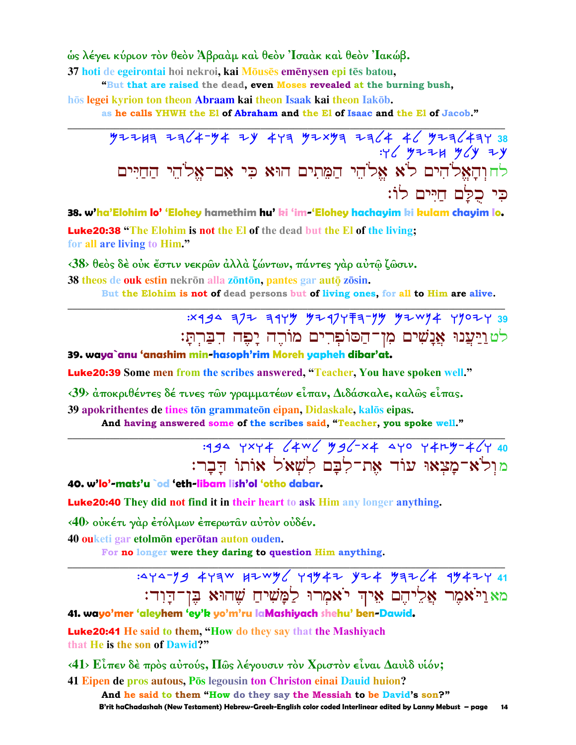ὡς λέγει κύριον τὸν θεὸν Ἀβραὰμ καὶ θεὸν Ἰσαὰκ καὶ θεὸν Ἰακώβ.

37 hoti de egeirontai hoi nekroi, kai Mōusēs emēnysen epi tēs batou,

"But that are raised the dead, even Moses revealed at the burning bush,

hōs legei kyrion ton theon Abraam kai theon Isaak kai theon Iakōb.

as he calls YHWH the El of Abraham and the El of Isaac and the El of Jacob."

---

38 ﬦﬢﬣﬡﬤ ﬢﬣﬦﬡ-ﬦﬡ ﬢﬧ ﬡﬥﬣ ﬦﬢﬨﬦﬣ ﬢﬣﬦﬡ ﬡﬦ ﬦﬢﬣﬦﬡﬣﬥ :ﬥﬦ ﬦﬢﬢﬡ ﬦﬦﬧ ﬢﬧ

לחוְהָאֱלֹהִים לֹא אֱלֹהֵי הַמֵּתִים הוּא כִּי אִם־אֱלֹהֵי הַחַיִּים כִּי כֻלָּם חַיִּים לוֹ׃

**38. w'ha'Elohim lo' 'Elohey hamethim hu' ki 'im-'Elohey hachayim ki kulam chayim lo.**

**Luke20:38** "The Elohim is not the El of the dead but the El of the living; for all are living to Him."

‹38› θεὸς δὲ οὐκ ἔστιν νεκρῶν ἀλλὰ ζώντων, πάντες γὰρ αὐτῷ ζῶσιν.

38 theos de ouk estin nekrōn alla zōntōn, pantes gar autō zōsin.

But the Elohim is not of dead persons but of living ones, for all to Him are alive.

---

39 :ﬨﬡﬡﬣ ﬢﬥﬢ ﬢﬡﬥﬦ ﬦﬢﬡﬥﬥﬢ-ﬦﬦ ﬦﬢﬧﬡ ﬥﬦﬢﬥ

לטוַיַּעֲנוּ אֲנָשִׁים מִן־הַסּוֹפְרִים מוֹרֶה יָפֶה דִּבַּרְתָּ׃

**39. waya`anu 'anashim min-hasoph'rim Moreh yapheh dibar'at.**

**Luke20:39** Some men from the scribes answered, "Teacher, You have spoken well."

‹39› ἀποκριθέντες δέ τινες τῶν γραμματέων εἶπαν, Διδάσκαλε, καλῶς εἶπας.

39 apokrithentes de tines tōn grammateōn eipan, Didaskale, kalōs eipas.

And having answered some of the scribes said, "Teacher, you spoke well."

---

40 :ﬡﬡﬡ ﬥﬨﬥﬡ ﬦﬡﬧﬦ ﬦﬡﬦ-ﬨﬡ ﬡﬥﬥ ﬥﬡﬢﬦ-ﬡﬦﬥ

מוְלֹא־מָצְאוּ עוֹד אֶת־לִבָּם לִשְׁאֹל אוֹתוֹ דָּבָר׃

**40. w'lo'-mats'u `od 'eth-libam lish'ol 'otho dabar.**

**Luke20:40** They did not find it in their heart to ask Him any longer anything.

‹40› οὐκέτι γὰρ ἐτόλμων ἐπερωτᾶν αὐτὸν οὐδέν.

40 ouketi gar etolmōn eperōtan auton ouden.

For no longer were they daring to question Him anything.

---

41 :ﬡﬥﬡ-ﬦﬡ ﬡﬥﬢﬧ ﬢﬢﬧﬦﬦ ﬥﬡﬦﬡﬢ ﬦﬢﬡ ﬦﬢﬢﬦﬡ ﬡﬦﬡﬢﬥ

מאוַיֹּאמֶר אֲלֵיהֶם אֵיךְ יֹאמְרוּ לַמָּשִׁיחַ שֶׁהוּא בֶּן־דָּוִד׃

**41. wayo'mer 'aleyhem 'ey'k yo'm'ru laMashiyach shehu' ben-Dawid.**

**Luke20:41** He said to them, "How do they say that the Mashiyach that He is the son of Dawid?"

‹41› Εἶπεν δὲ πρὸς αὐτούς, Πῶς λέγουσιν τὸν Χριστὸν εἶναι Δαυὶδ υἱόν;

41 Eipen de pros autous, Pōs legousin ton Christon einai Dauid huion?

And he said to them "How do they say the Messiah to be David's son?"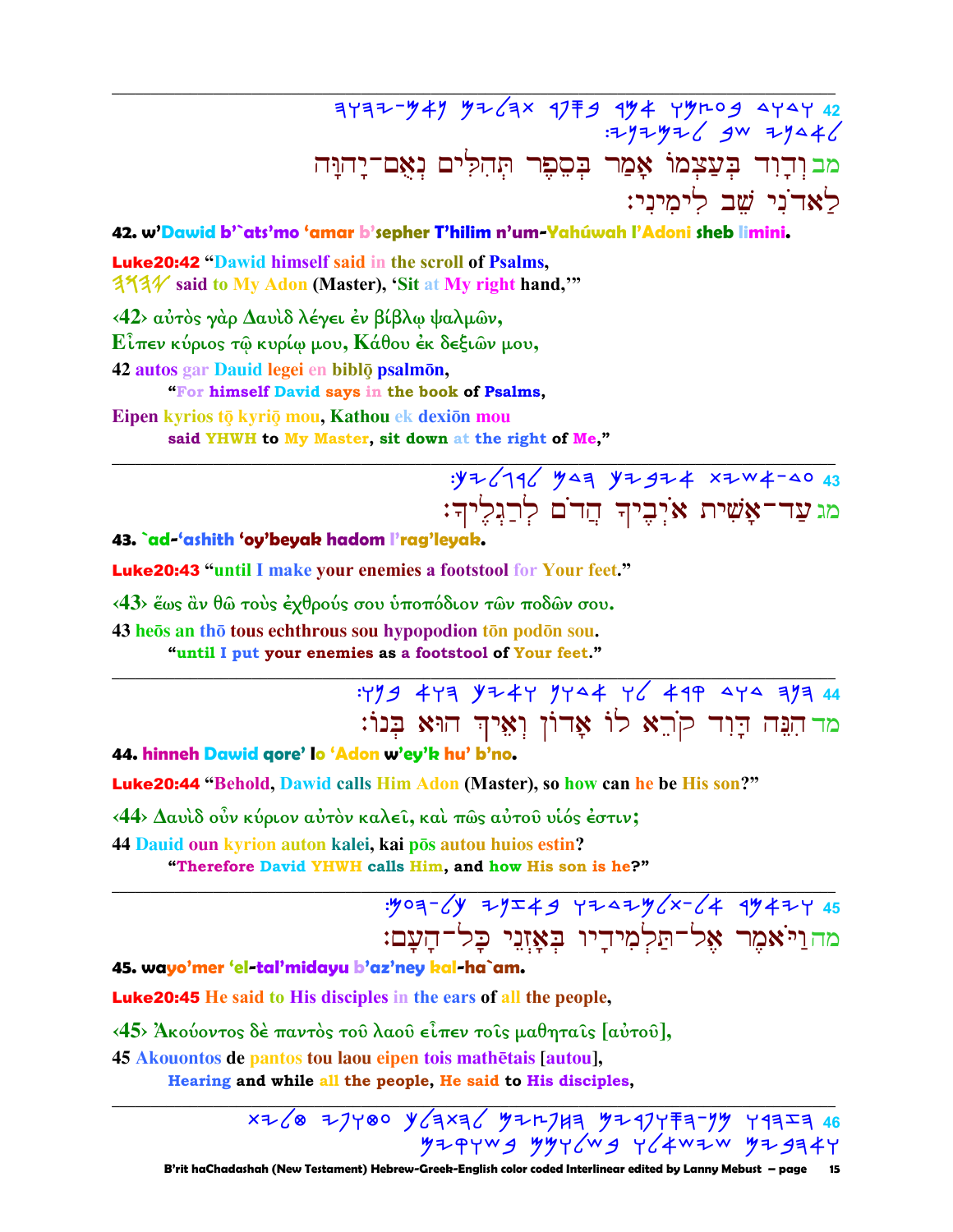---

42 ויהוה-נאם תהלים בספר אמר בעצמו ודוד
:לימיני שב לאדני

מב וְדָוִד בְּעַצְמוֹ אָמַר בְּסֵפֶר תְּהִלִּים נְאֻם־יָהוָּה
לַאדֹנִי שֵׁב לִימִינִי:

**42. w'Dawid b'`ats'mo 'amar b'sepher T'hilim n'um-Yahúwah l'Adoni sheb limini.**

**Luke20:42** "Dawid himself said in the scroll of Psalms,
יהוה said to My Adon (Master), 'Sit at My right hand,'"

‹42› αὐτὸς γὰρ Δαυὶδ λέγει ἐν βίβλῳ ψαλμῶν,
Εἶπεν κύριος τῷ κυρίῳ μου, Κάθου ἐκ δεξιῶν μου,

42 autos gar Dauid legei en biblō psalmōn,
"For himself David says in the book of Psalms,

Eipen kyrios tō kyriō mou, Kathou ek dexiōn mou
said YHWH to My Master, sit down at the right of Me,"

---

43 :לרגליך הדם איביך אשית-עד

מג עַד־אָשִׁית אֹיְבֶיךָ הֲדֹם לְרַגְלֶיךָ:

**43. `ad-'ashith 'oy'beyak hadom l'rag'leyak.**

**Luke20:43** "until I make your enemies a footstool for Your feet."

‹43› ἕως ἂν θῶ τοὺς ἐχθρούς σου ὑποπόδιον τῶν ποδῶν σου.

43 heōs an thō tous echthrous sou hypopodion tōn podōn sou.
"until I put your enemies as a footstool of Your feet."

---

44 :בנו הוא ואיך אדון לו קרא דוד הנה

מד הִנֵּה דָוִד קֹרֵא לוֹ אָדוֹן וְאֵיךְ הוּא בְּנוֹ:

**44. hinneh Dawid qore' lo 'Adon w'ey'k hu' b'no.**

**Luke20:44** "Behold, Dawid calls Him Adon (Master), so how can he be His son?"

‹44› Δαυὶδ οὖν κύριον αὐτὸν καλεῖ, καὶ πῶς αὐτοῦ υἱός ἐστιν;

44 Dauid oun kyrion auton kalei, kai pōs autou huios estin?
"Therefore David YHWH calls Him, and how His son is he?"

---

45 :העם-כל באזני תלמידיו-אל ויאמר

מה וַיֹּאמֶר אֶל־תַּלְמִידָיו בְּאָזְנֵי כָל־הָעָם:

**45. wayo'mer 'el-tal'midayu b'az'ney kal-ha`am.**

**Luke20:45** He said to His disciples in the ears of all the people,

‹45› Ἀκούοντος δὲ παντὸς τοῦ λαοῦ εἶπεν τοῖς μαθηταῖς [αὐτοῦ],

45 Akouontos de pantos tou laou eipen tois mathētais [autou],
Hearing and while all the people, He said to His disciples,

---

46 תלכת עטופים להתהלך החפצים הסופרים-מן השמרו
בשוקים שלמות ושאלי ובאהבים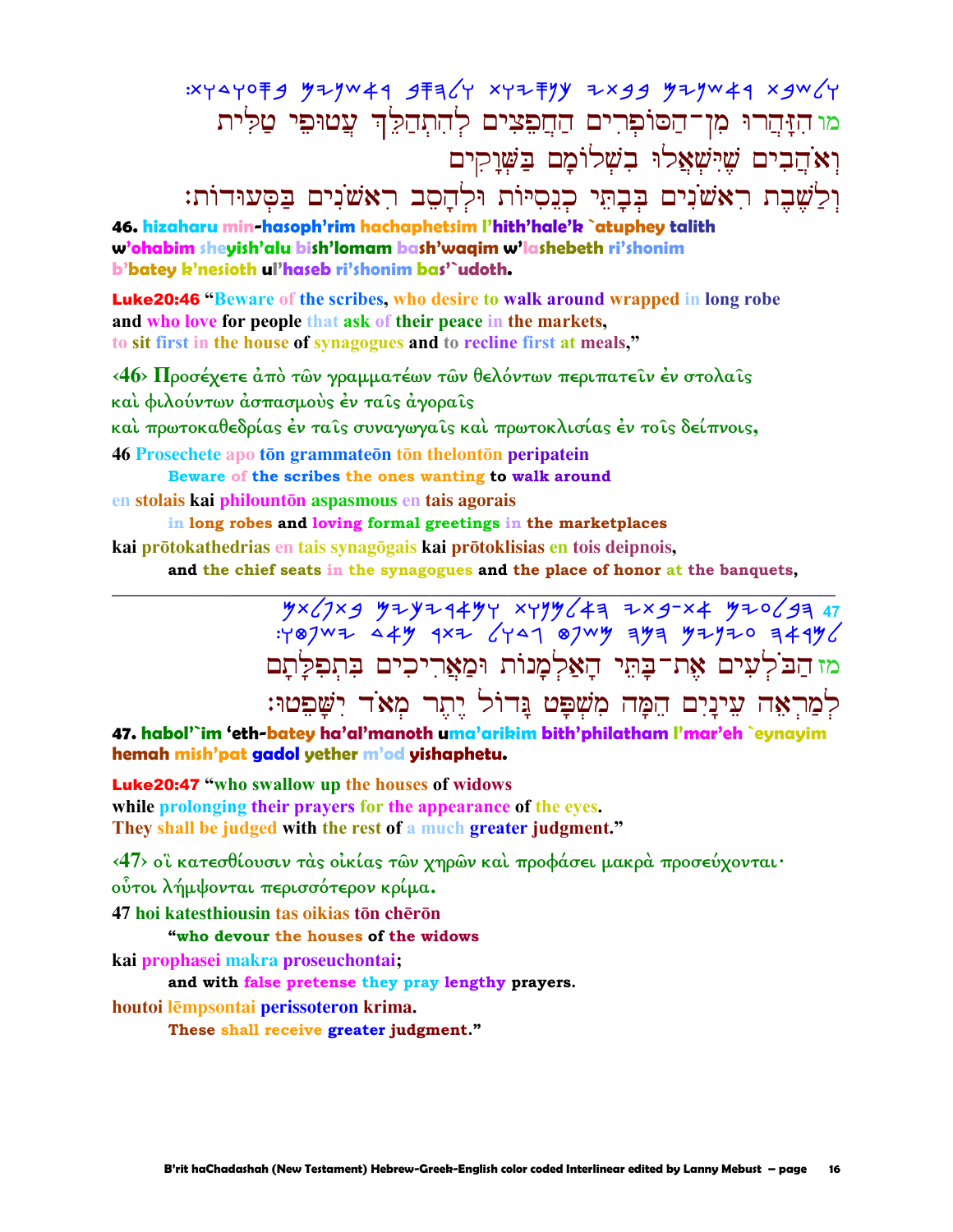:xydwosb myn#ar myslhb twmwlsb ynwaw myrpwsh tlyj yp(
מו הִזָּהֲרוּ מִן־הַסּוֹפְרִים הַחֲפֵצִים לְהִתְהַלֵּךְ עֲטוּפֵי טַלִּית
וְאֹהֲבִים שֶׁיִּשְׁאֲלוּ בִשְׁלוֹמָם בַּשְּׁוָקִים
וְלַשֶּׁבֶת רִאשֹׁנִים בְּבָתֵּי כְנֵסִיּוֹת וּלְהָסֵב רִאשֹׁנִים בַּסְּעוּדוֹת:

**46. hizaharu min-hasoph'rim hachaphetsim l'hith'hale'k `atuphey talith w'ohabim sheyish'alu bish'lomam bash'waqim w'lashebeth ri'shonim b'batey k'nesioth ul'haseb ri'shonim bas'`udoth.**

**Luke20:46** "Beware of the scribes, who desire to walk around wrapped in long robe
and who love for people that ask of their peace in the markets,
to sit first in the house of synagogues and to recline first at meals,"

‹46› Προσέχετε ἀπὸ τῶν γραμματέων τῶν θελόντων περιπατεῖν ἐν στολαῖς
καὶ φιλούντων ἀσπασμοὺς ἐν ταῖς ἀγοραῖς
καὶ πρωτοκαθεδρίας ἐν ταῖς συναγωγαῖς καὶ πρωτοκλισίας ἐν τοῖς δείπνοις,

46 Prosechete apo tōn grammateōn tōn thelontōn peripatein
**Beware of the scribes the ones wanting to walk around**
en stolais kai philountōn aspasmous en tais agorais
**in long robes and loving formal greetings in the marketplaces**
kai prōtokathedrias en tais synagōgais kai prōtoklisias en tois deipnois,
**and the chief seats in the synagogues and the place of honor at the banquets,**

---

מז הַבֹּלְעִים אֶת־בָּתֵּי הָאַלְמָנוֹת וּמַאֲרִיכִים בִּתְפִלָּתָם
לְמַרְאֵה עֵינָיִם הֵמָּה מִשְׁפָּט גָּדוֹל יֶתֶר מְאֹד יִשָּׁפֵטוּ:

**47. habol'`im 'eth-batey ha'al'manoth uma'arikim bith'philatham l'mar'eh `eynayim hemah mish'pat gadol yether m'od yishaphetu.**

**Luke20:47** "who swallow up the houses of widows
while prolonging their prayers for the appearance of the eyes.
They shall be judged with the rest of a much greater judgment."

‹47› οἳ κατεσθίουσιν τὰς οἰκίας τῶν χηρῶν καὶ προφάσει μακρὰ προσεύχονται·
οὗτοι λήμψονται περισσότερον κρίμα.

47 hoi katesthiousin tas oikias tōn chērōn
**"who devour the houses of the widows**
kai prophasei makra proseuchontai;
**and with false pretense they pray lengthy prayers.**
houtoi lēmpsontai perissoteron krima.
**These shall receive greater judgment."**